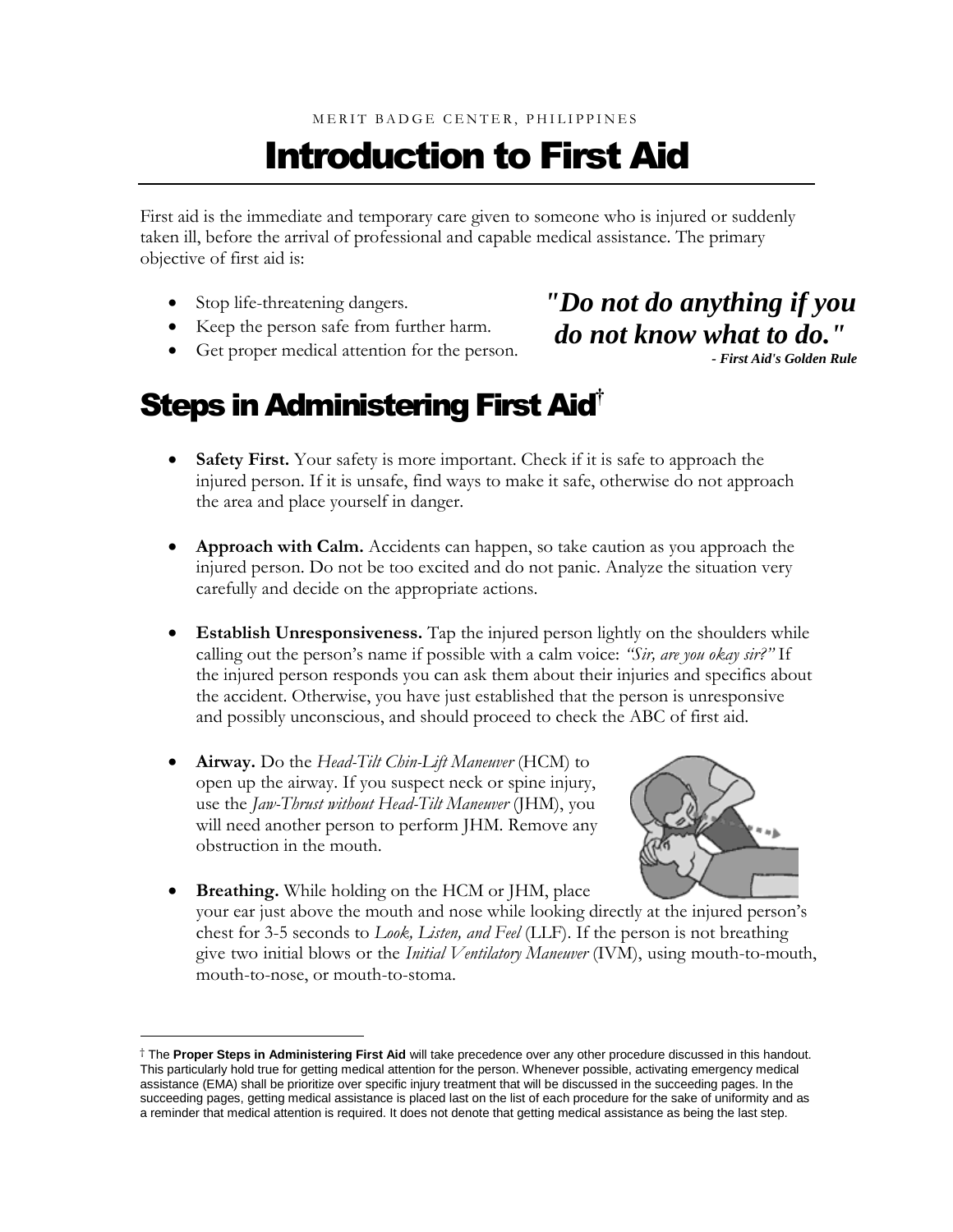MERIT BADGE CENTER, PHILIPPINES

# Introduction to First Aid

First aid is the immediate and temporary care given to someone who is injured or suddenly taken ill, before the arrival of professional and capable medical assistance. The primary objective of first aid is:

- Stop life-threatening dangers.
- Keep the person safe from further harm.
- Get proper medical attention for the person.

> ***"Do not do anything if you do not know what to do."***
> ***- First Aid's Golden Rule***

## Steps in Administering First Aid†

- **Safety First.** Your safety is more important. Check if it is safe to approach the injured person. If it is unsafe, find ways to make it safe, otherwise do not approach the area and place yourself in danger.

- **Approach with Calm.** Accidents can happen, so take caution as you approach the injured person. Do not be too excited and do not panic. Analyze the situation very carefully and decide on the appropriate actions.

- **Establish Unresponsiveness.** Tap the injured person lightly on the shoulders while calling out the person's name if possible with a calm voice: *"Sir, are you okay sir?"* If the injured person responds you can ask them about their injuries and specifics about the accident. Otherwise, you have just established that the person is unresponsive and possibly unconscious, and should proceed to check the ABC of first aid.

- **Airway.** Do the *Head-Tilt Chin-Lift Maneuver* (HCM) to open up the airway. If you suspect neck or spine injury, use the *Jaw-Thrust without Head-Tilt Maneuver* (JHM), you will need another person to perform JHM. Remove any obstruction in the mouth.

- **Breathing.** While holding on the HCM or JHM, place your ear just above the mouth and nose while looking directly at the injured person's chest for 3-5 seconds to *Look, Listen, and Feel* (LLF). If the person is not breathing give two initial blows or the *Initial Ventilatory Maneuver* (IVM), using mouth-to-mouth, mouth-to-nose, or mouth-to-stoma.

---

† The **Proper Steps in Administering First Aid** will take precedence over any other procedure discussed in this handout. This particularly hold true for getting medical attention for the person. Whenever possible, activating emergency medical assistance (EMA) shall be prioritize over specific injury treatment that will be discussed in the succeeding pages. In the succeeding pages, getting medical assistance is placed last on the list of each procedure for the sake of uniformity and as a reminder that medical attention is required. It does not denote that getting medical assistance as being the last step.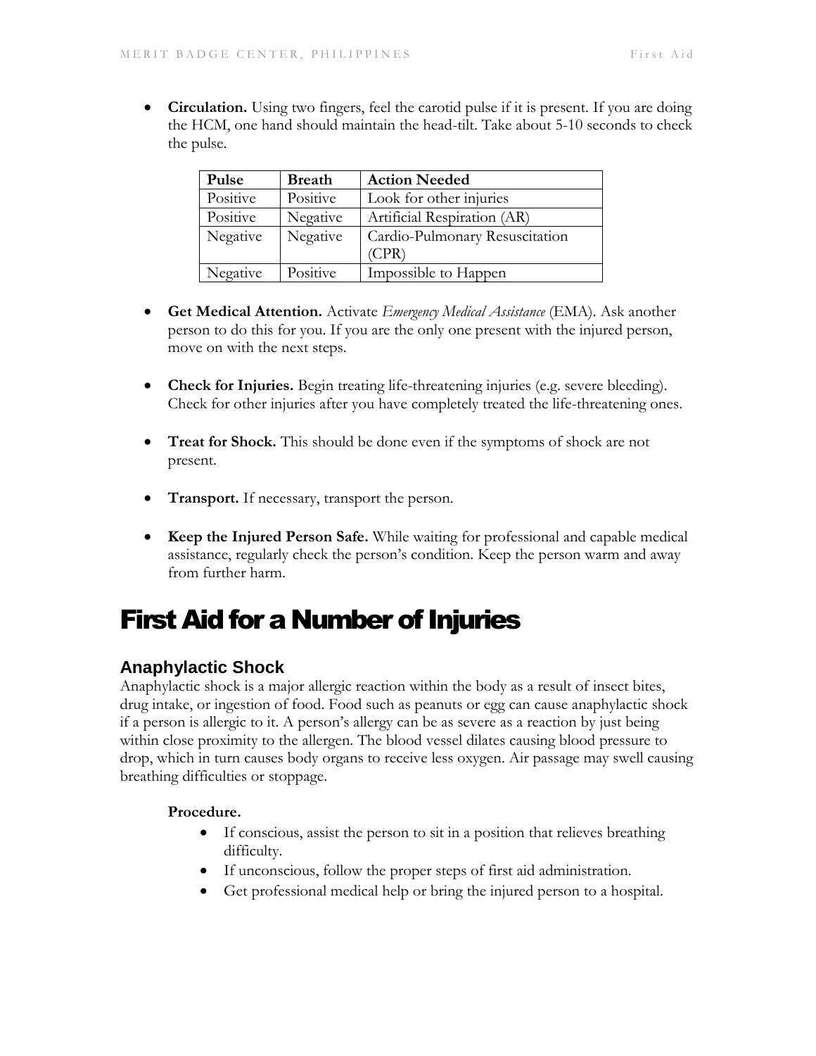- **Circulation.** Using two fingers, feel the carotid pulse if it is present. If you are doing the HCM, one hand should maintain the head-tilt. Take about 5-10 seconds to check the pulse.

| Pulse | Breath | Action Needed |
| --- | --- | --- |
| Positive | Positive | Look for other injuries |
| Positive | Negative | Artificial Respiration (AR) |
| Negative | Negative | Cardio-Pulmonary Resuscitation (CPR) |
| Negative | Positive | Impossible to Happen |

- **Get Medical Attention.** Activate *Emergency Medical Assistance* (EMA). Ask another person to do this for you. If you are the only one present with the injured person, move on with the next steps.

- **Check for Injuries.** Begin treating life-threatening injuries (e.g. severe bleeding). Check for other injuries after you have completely treated the life-threatening ones.

- **Treat for Shock.** This should be done even if the symptoms of shock are not present.

- **Transport.** If necessary, transport the person.

- **Keep the Injured Person Safe.** While waiting for professional and capable medical assistance, regularly check the person's condition. Keep the person warm and away from further harm.

# First Aid for a Number of Injuries

## Anaphylactic Shock

Anaphylactic shock is a major allergic reaction within the body as a result of insect bites, drug intake, or ingestion of food. Food such as peanuts or egg can cause anaphylactic shock if a person is allergic to it. A person's allergy can be as severe as a reaction by just being within close proximity to the allergen. The blood vessel dilates causing blood pressure to drop, which in turn causes body organs to receive less oxygen. Air passage may swell causing breathing difficulties or stoppage.

**Procedure.**

- If conscious, assist the person to sit in a position that relieves breathing difficulty.
- If unconscious, follow the proper steps of first aid administration.
- Get professional medical help or bring the injured person to a hospital.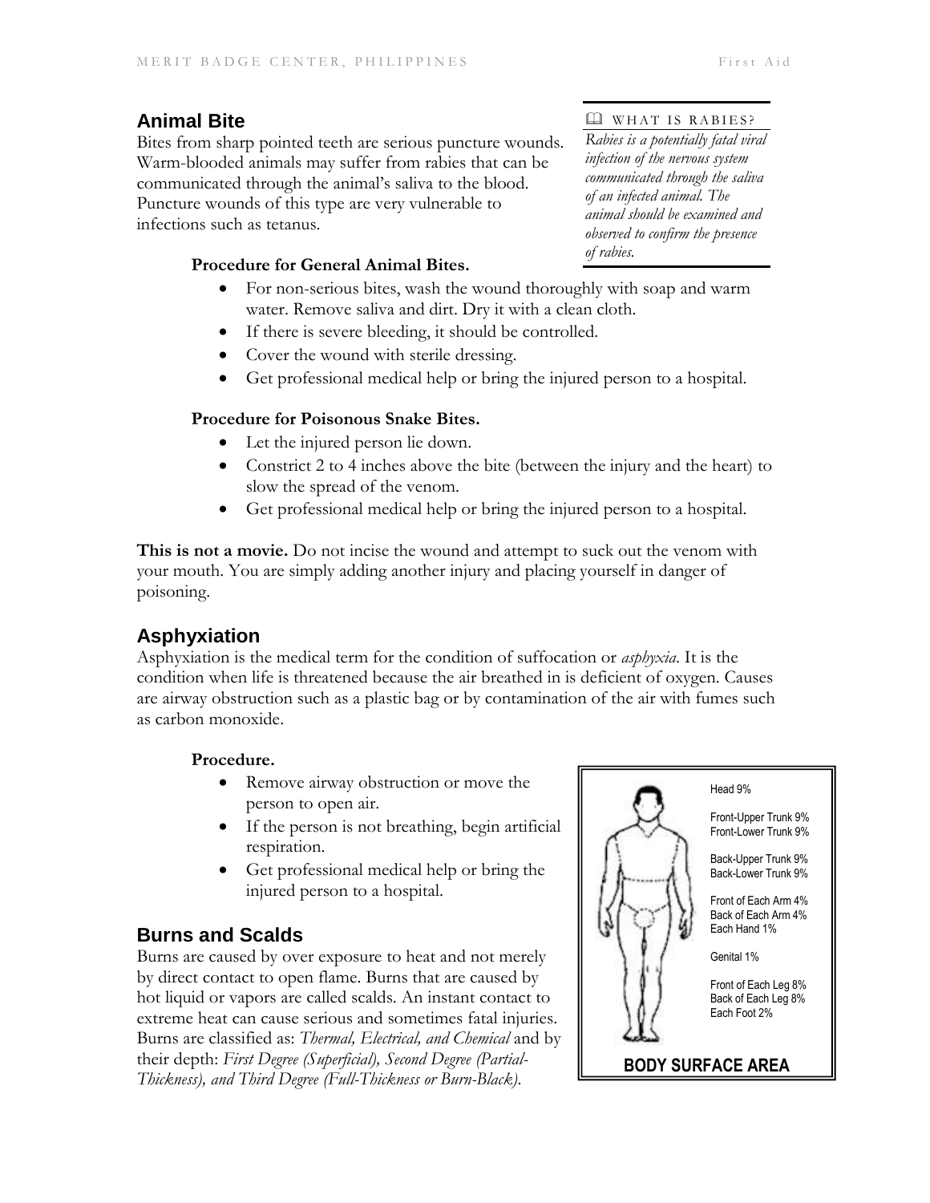## Animal Bite

Bites from sharp pointed teeth are serious puncture wounds. Warm-blooded animals may suffer from rabies that can be communicated through the animal's saliva to the blood. Puncture wounds of this type are very vulnerable to infections such as tetanus.

> WHAT IS RABIES?
>
> *Rabies is a potentially fatal viral infection of the nervous system communicated through the saliva of an infected animal. The animal should be examined and observed to confirm the presence of rabies.*

**Procedure for General Animal Bites.**

- For non-serious bites, wash the wound thoroughly with soap and warm water. Remove saliva and dirt. Dry it with a clean cloth.
- If there is severe bleeding, it should be controlled.
- Cover the wound with sterile dressing.
- Get professional medical help or bring the injured person to a hospital.

**Procedure for Poisonous Snake Bites.**

- Let the injured person lie down.
- Constrict 2 to 4 inches above the bite (between the injury and the heart) to slow the spread of the venom.
- Get professional medical help or bring the injured person to a hospital.

**This is not a movie.** Do not incise the wound and attempt to suck out the venom with your mouth. You are simply adding another injury and placing yourself in danger of poisoning.

## Asphyxiation

Asphyxiation is the medical term for the condition of suffocation or *asphyxia*. It is the condition when life is threatened because the air breathed in is deficient of oxygen. Causes are airway obstruction such as a plastic bag or by contamination of the air with fumes such as carbon monoxide.

**Procedure.**

- Remove airway obstruction or move the person to open air.
- If the person is not breathing, begin artificial respiration.
- Get professional medical help or bring the injured person to a hospital.

## Burns and Scalds

Burns are caused by over exposure to heat and not merely by direct contact to open flame. Burns that are caused by hot liquid or vapors are called scalds. An instant contact to extreme heat can cause serious and sometimes fatal injuries. Burns are classified as: *Thermal, Electrical, and Chemical* and by their depth: *First Degree (Superficial), Second Degree (Partial-Thickness), and Third Degree (Full-Thickness or Burn-Black).*

Head 9%

Front-Upper Trunk 9%
Front-Lower Trunk 9%

Back-Upper Trunk 9%
Back-Lower Trunk 9%

Front of Each Arm 4%
Back of Each Arm 4%
Each Hand 1%

Genital 1%

Front of Each Leg 8%
Back of Each Leg 8%
Each Foot 2%

**BODY SURFACE AREA**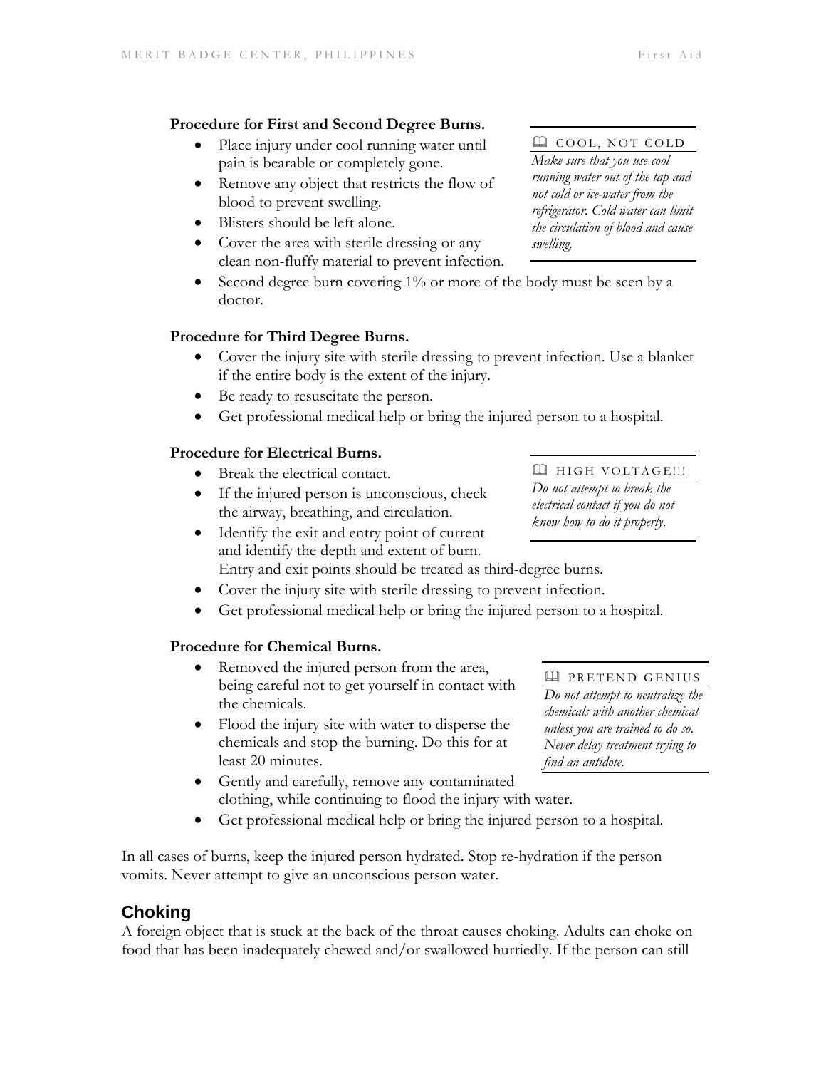**Procedure for First and Second Degree Burns.**

- Place injury under cool running water until pain is bearable or completely gone.
- Remove any object that restricts the flow of blood to prevent swelling.
- Blisters should be left alone.
- Cover the area with sterile dressing or any clean non-fluffy material to prevent infection.
- Second degree burn covering 1% or more of the body must be seen by a doctor.

> 🕮 COOL, NOT COLD
>
> *Make sure that you use cool running water out of the tap and not cold or ice-water from the refrigerator. Cold water can limit the circulation of blood and cause swelling.*

**Procedure for Third Degree Burns.**

- Cover the injury site with sterile dressing to prevent infection. Use a blanket if the entire body is the extent of the injury.
- Be ready to resuscitate the person.
- Get professional medical help or bring the injured person to a hospital.

**Procedure for Electrical Burns.**

- Break the electrical contact.
- If the injured person is unconscious, check the airway, breathing, and circulation.
- Identify the exit and entry point of current and identify the depth and extent of burn. Entry and exit points should be treated as third-degree burns.
- Cover the injury site with sterile dressing to prevent infection.
- Get professional medical help or bring the injured person to a hospital.

> 🕮 HIGH VOLTAGE!!!
>
> *Do not attempt to break the electrical contact if you do not know how to do it properly.*

**Procedure for Chemical Burns.**

- Removed the injured person from the area, being careful not to get yourself in contact with the chemicals.
- Flood the injury site with water to disperse the chemicals and stop the burning. Do this for at least 20 minutes.
- Gently and carefully, remove any contaminated clothing, while continuing to flood the injury with water.
- Get professional medical help or bring the injured person to a hospital.

> 🕮 PRETEND GENIUS
>
> *Do not attempt to neutralize the chemicals with another chemical unless you are trained to do so. Never delay treatment trying to find an antidote.*

In all cases of burns, keep the injured person hydrated. Stop re-hydration if the person vomits. Never attempt to give an unconscious person water.

## Choking

A foreign object that is stuck at the back of the throat causes choking. Adults can choke on food that has been inadequately chewed and/or swallowed hurriedly. If the person can still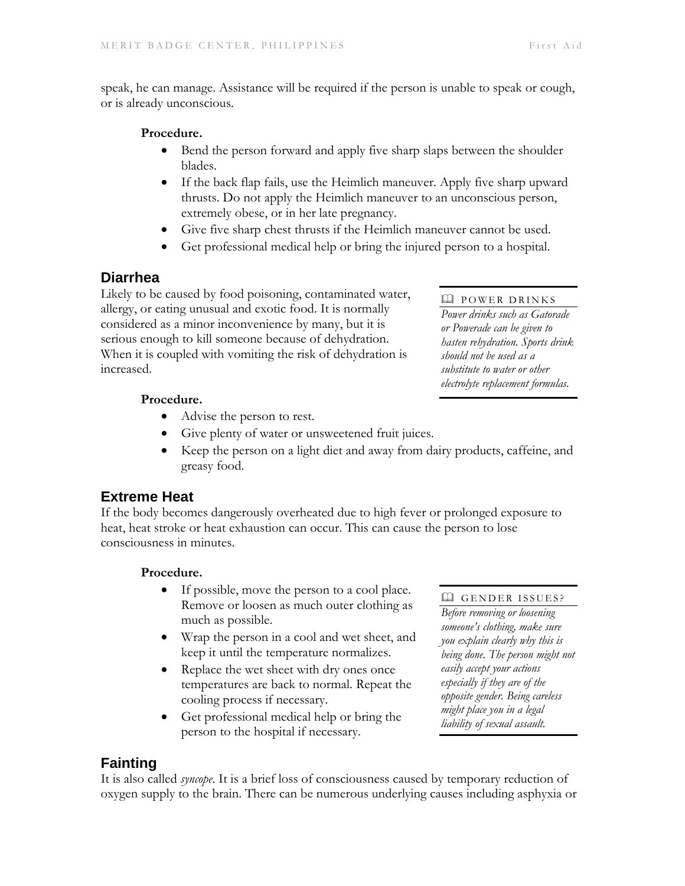speak, he can manage. Assistance will be required if the person is unable to speak or cough, or is already unconscious.

**Procedure.**

- Bend the person forward and apply five sharp slaps between the shoulder blades.
- If the back flap fails, use the Heimlich maneuver. Apply five sharp upward thrusts. Do not apply the Heimlich maneuver to an unconscious person, extremely obese, or in her late pregnancy.
- Give five sharp chest thrusts if the Heimlich maneuver cannot be used.
- Get professional medical help or bring the injured person to a hospital.

## Diarrhea

Likely to be caused by food poisoning, contaminated water, allergy, or eating unusual and exotic food. It is normally considered as a minor inconvenience by many, but it is serious enough to kill someone because of dehydration. When it is coupled with vomiting the risk of dehydration is increased.

> POWER DRINKS
>
> *Power drinks such as Gatorade or Powerade can be given to hasten rehydration. Sports drink should not be used as a substitute to water or other electrolyte replacement formulas.*

**Procedure.**

- Advise the person to rest.
- Give plenty of water or unsweetened fruit juices.
- Keep the person on a light diet and away from dairy products, caffeine, and greasy food.

## Extreme Heat

If the body becomes dangerously overheated due to high fever or prolonged exposure to heat, heat stroke or heat exhaustion can occur. This can cause the person to lose consciousness in minutes.

**Procedure.**

- If possible, move the person to a cool place. Remove or loosen as much outer clothing as much as possible.
- Wrap the person in a cool and wet sheet, and keep it until the temperature normalizes.
- Replace the wet sheet with dry ones once temperatures are back to normal. Repeat the cooling process if necessary.
- Get professional medical help or bring the person to the hospital if necessary.

> GENDER ISSUES?
>
> *Before removing or loosening someone's clothing, make sure you explain clearly why this is being done. The person might not easily accept your actions especially if they are of the opposite gender. Being careless might place you in a legal liability of sexual assault.*

## Fainting

It is also called *syncope*. It is a brief loss of consciousness caused by temporary reduction of oxygen supply to the brain. There can be numerous underlying causes including asphyxia or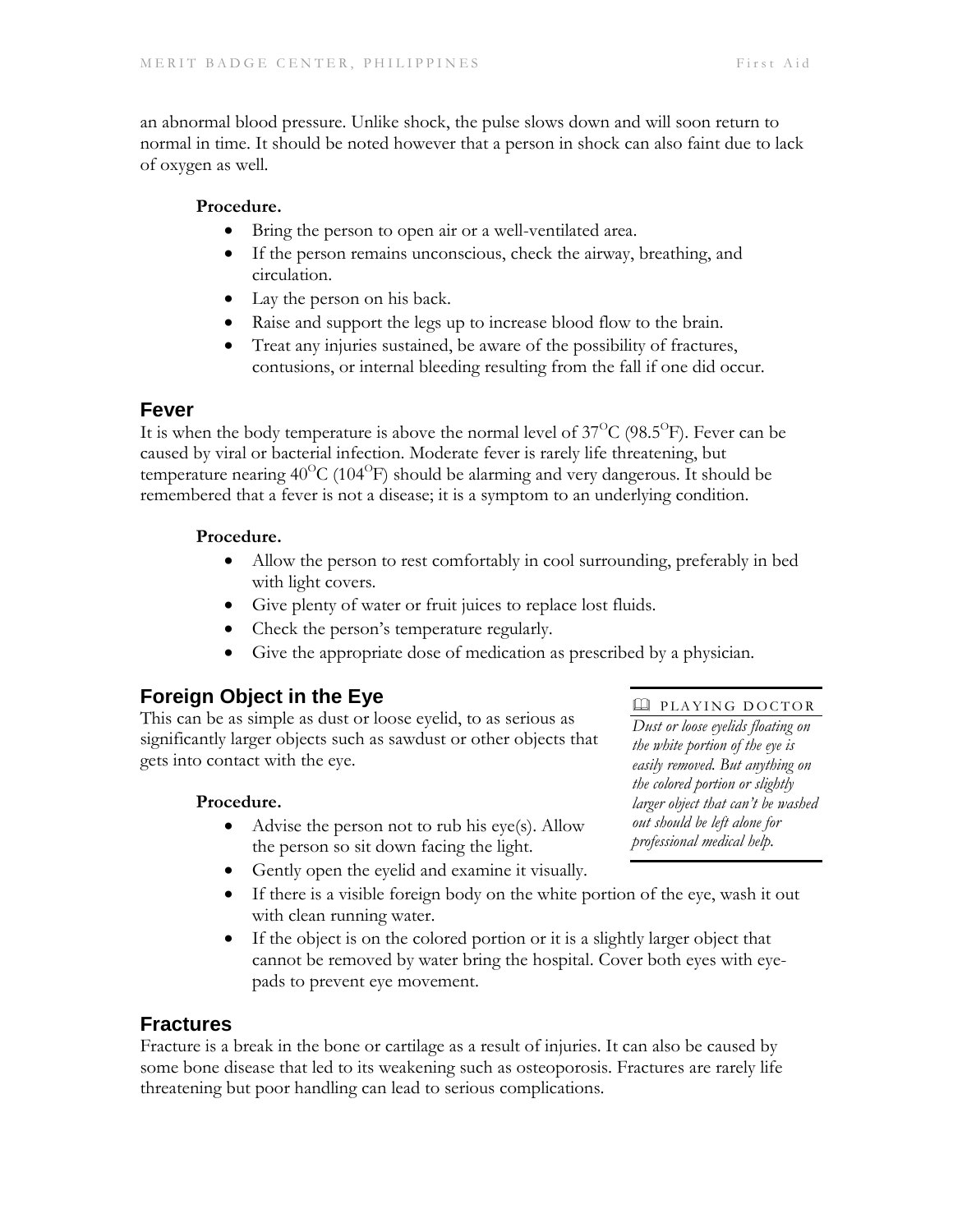an abnormal blood pressure. Unlike shock, the pulse slows down and will soon return to normal in time. It should be noted however that a person in shock can also faint due to lack of oxygen as well.

**Procedure.**

- Bring the person to open air or a well-ventilated area.
- If the person remains unconscious, check the airway, breathing, and circulation.
- Lay the person on his back.
- Raise and support the legs up to increase blood flow to the brain.
- Treat any injuries sustained, be aware of the possibility of fractures, contusions, or internal bleeding resulting from the fall if one did occur.

## Fever

It is when the body temperature is above the normal level of 37$^{O}$C (98.5$^{O}$F). Fever can be caused by viral or bacterial infection. Moderate fever is rarely life threatening, but temperature nearing 40$^{O}$C (104$^{O}$F) should be alarming and very dangerous. It should be remembered that a fever is not a disease; it is a symptom to an underlying condition.

**Procedure.**

- Allow the person to rest comfortably in cool surrounding, preferably in bed with light covers.
- Give plenty of water or fruit juices to replace lost fluids.
- Check the person's temperature regularly.
- Give the appropriate dose of medication as prescribed by a physician.

## Foreign Object in the Eye

This can be as simple as dust or loose eyelid, to as serious as significantly larger objects such as sawdust or other objects that gets into contact with the eye.

> PLAYING DOCTOR
>
> *Dust or loose eyelids floating on the white portion of the eye is easily removed. But anything on the colored portion or slightly larger object that can't be washed out should be left alone for professional medical help.*

**Procedure.**

- Advise the person not to rub his eye(s). Allow the person so sit down facing the light.
- Gently open the eyelid and examine it visually.
- If there is a visible foreign body on the white portion of the eye, wash it out with clean running water.
- If the object is on the colored portion or it is a slightly larger object that cannot be removed by water bring the hospital. Cover both eyes with eye-pads to prevent eye movement.

## Fractures

Fracture is a break in the bone or cartilage as a result of injuries. It can also be caused by some bone disease that led to its weakening such as osteoporosis. Fractures are rarely life threatening but poor handling can lead to serious complications.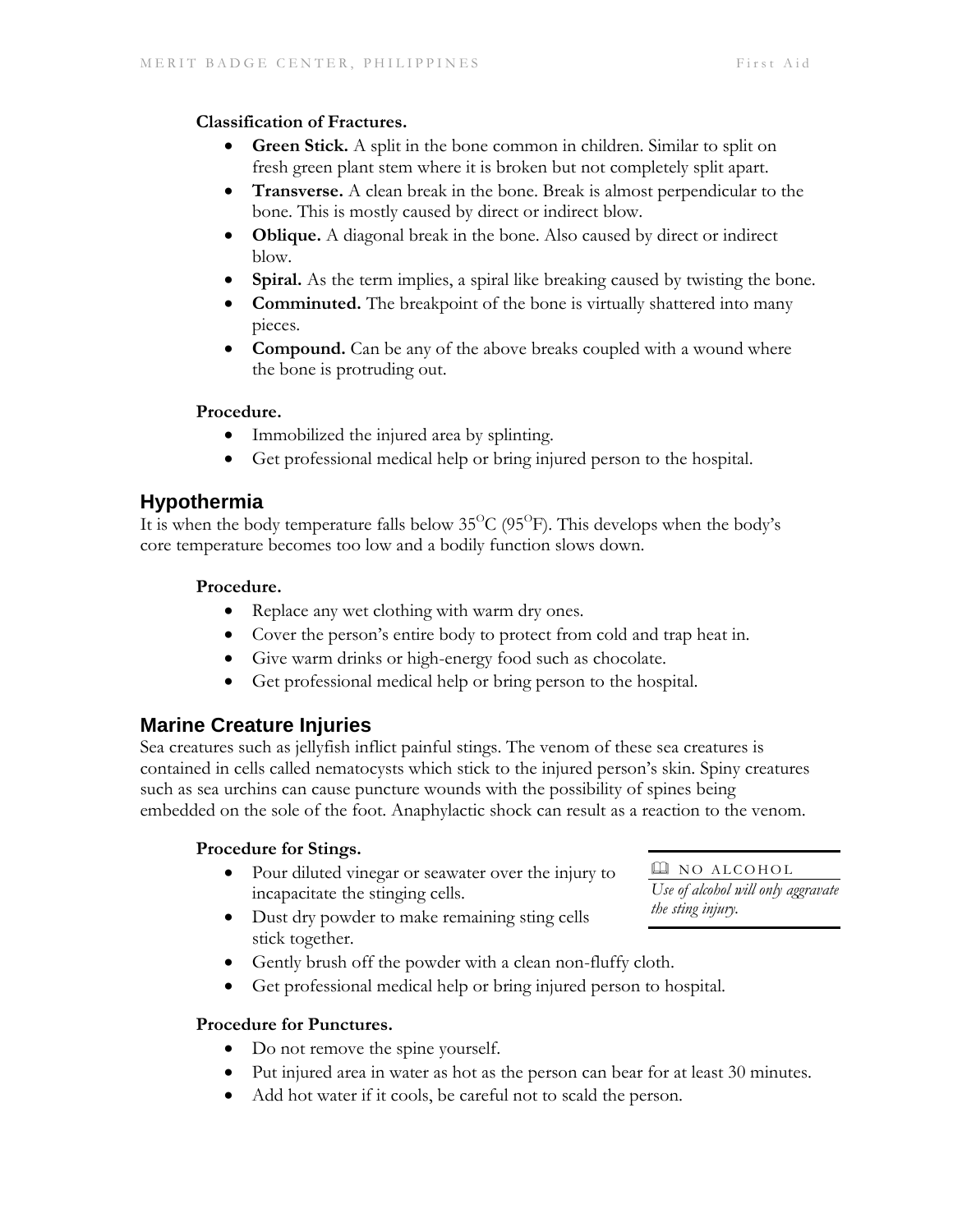**Classification of Fractures.**

- **Green Stick.** A split in the bone common in children. Similar to split on fresh green plant stem where it is broken but not completely split apart.
- **Transverse.** A clean break in the bone. Break is almost perpendicular to the bone. This is mostly caused by direct or indirect blow.
- **Oblique.** A diagonal break in the bone. Also caused by direct or indirect blow.
- **Spiral.** As the term implies, a spiral like breaking caused by twisting the bone.
- **Comminuted.** The breakpoint of the bone is virtually shattered into many pieces.
- **Compound.** Can be any of the above breaks coupled with a wound where the bone is protruding out.

**Procedure.**

- Immobilized the injured area by splinting.
- Get professional medical help or bring injured person to the hospital.

## Hypothermia

It is when the body temperature falls below 35$^{O}$C (95$^{O}$F). This develops when the body's core temperature becomes too low and a bodily function slows down.

**Procedure.**

- Replace any wet clothing with warm dry ones.
- Cover the person's entire body to protect from cold and trap heat in.
- Give warm drinks or high-energy food such as chocolate.
- Get professional medical help or bring person to the hospital.

## Marine Creature Injuries

Sea creatures such as jellyfish inflict painful stings. The venom of these sea creatures is contained in cells called nematocysts which stick to the injured person's skin. Spiny creatures such as sea urchins can cause puncture wounds with the possibility of spines being embedded on the sole of the foot. Anaphylactic shock can result as a reaction to the venom.

**Procedure for Stings.**

- Pour diluted vinegar or seawater over the injury to incapacitate the stinging cells.
- Dust dry powder to make remaining sting cells stick together.
- Gently brush off the powder with a clean non-fluffy cloth.
- Get professional medical help or bring injured person to hospital.

NO ALCOHOL

*Use of alcohol will only aggravate the sting injury.*

**Procedure for Punctures.**

- Do not remove the spine yourself.
- Put injured area in water as hot as the person can bear for at least 30 minutes.
- Add hot water if it cools, be careful not to scald the person.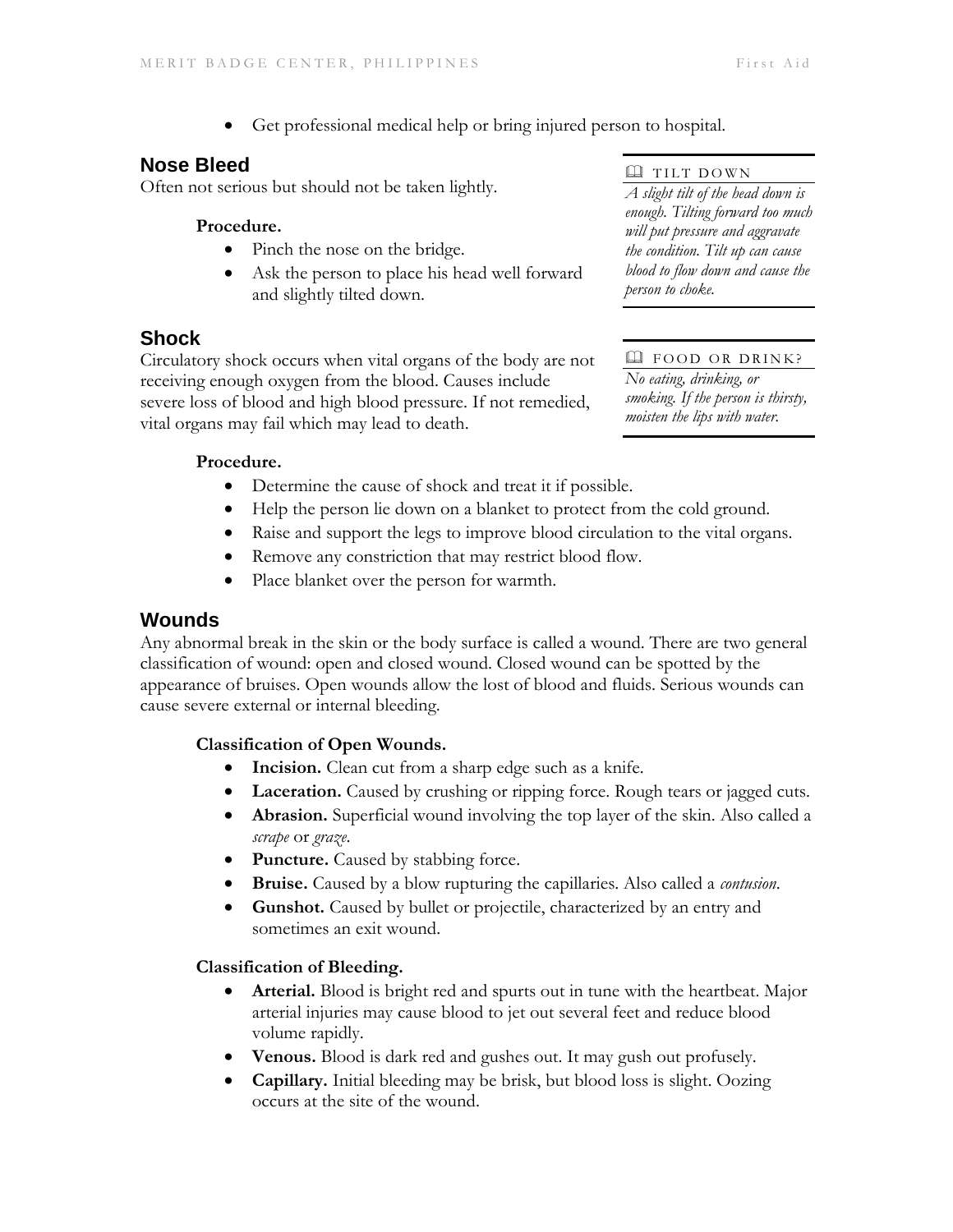- Get professional medical help or bring injured person to hospital.

## Nose Bleed

Often not serious but should not be taken lightly.

**Procedure.**

- Pinch the nose on the bridge.
- Ask the person to place his head well forward and slightly tilted down.

> 🕮 TILT DOWN
>
> *A slight tilt of the head down is enough. Tilting forward too much will put pressure and aggravate the condition. Tilt up can cause blood to flow down and cause the person to choke.*

## Shock

Circulatory shock occurs when vital organs of the body are not receiving enough oxygen from the blood. Causes include severe loss of blood and high blood pressure. If not remedied, vital organs may fail which may lead to death.

> 🕮 FOOD OR DRINK?
>
> *No eating, drinking, or smoking. If the person is thirsty, moisten the lips with water.*

**Procedure.**

- Determine the cause of shock and treat it if possible.
- Help the person lie down on a blanket to protect from the cold ground.
- Raise and support the legs to improve blood circulation to the vital organs.
- Remove any constriction that may restrict blood flow.
- Place blanket over the person for warmth.

## Wounds

Any abnormal break in the skin or the body surface is called a wound. There are two general classification of wound: open and closed wound. Closed wound can be spotted by the appearance of bruises. Open wounds allow the lost of blood and fluids. Serious wounds can cause severe external or internal bleeding.

**Classification of Open Wounds.**

- **Incision.** Clean cut from a sharp edge such as a knife.
- **Laceration.** Caused by crushing or ripping force. Rough tears or jagged cuts.
- **Abrasion.** Superficial wound involving the top layer of the skin. Also called a *scrape* or *graze*.
- **Puncture.** Caused by stabbing force.
- **Bruise.** Caused by a blow rupturing the capillaries. Also called a *contusion*.
- **Gunshot.** Caused by bullet or projectile, characterized by an entry and sometimes an exit wound.

**Classification of Bleeding.**

- **Arterial.** Blood is bright red and spurts out in tune with the heartbeat. Major arterial injuries may cause blood to jet out several feet and reduce blood volume rapidly.
- **Venous.** Blood is dark red and gushes out. It may gush out profusely.
- **Capillary.** Initial bleeding may be brisk, but blood loss is slight. Oozing occurs at the site of the wound.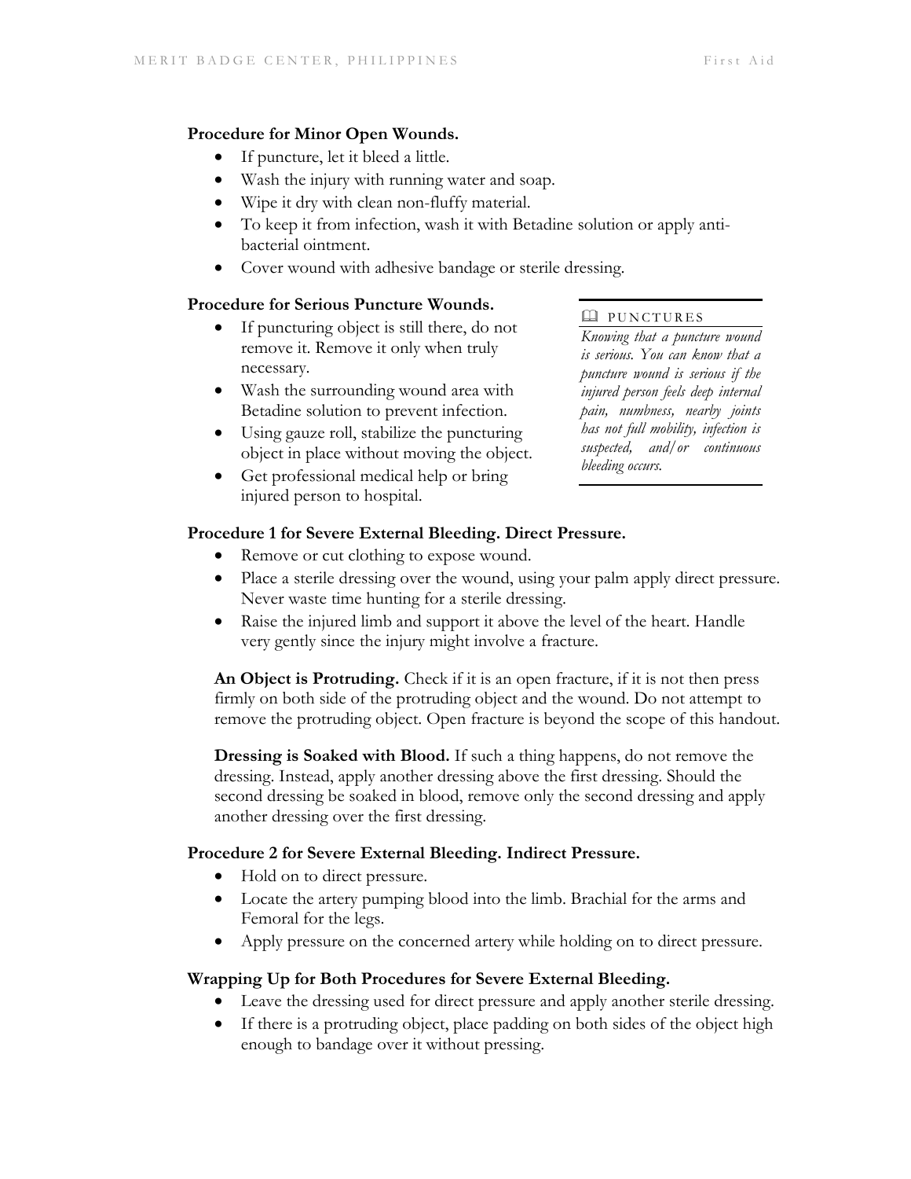**Procedure for Minor Open Wounds.**

- If puncture, let it bleed a little.
- Wash the injury with running water and soap.
- Wipe it dry with clean non-fluffy material.
- To keep it from infection, wash it with Betadine solution or apply anti-bacterial ointment.
- Cover wound with adhesive bandage or sterile dressing.

**Procedure for Serious Puncture Wounds.**

- If puncturing object is still there, do not remove it. Remove it only when truly necessary.
- Wash the surrounding wound area with Betadine solution to prevent infection.
- Using gauze roll, stabilize the puncturing object in place without moving the object.
- Get professional medical help or bring injured person to hospital.

> PUNCTURES
>
> *Knowing that a puncture wound is serious. You can know that a puncture wound is serious if the injured person feels deep internal pain, numbness, nearby joints has not full mobility, infection is suspected, and/or continuous bleeding occurs.*

**Procedure 1 for Severe External Bleeding. Direct Pressure.**

- Remove or cut clothing to expose wound.
- Place a sterile dressing over the wound, using your palm apply direct pressure. Never waste time hunting for a sterile dressing.
- Raise the injured limb and support it above the level of the heart. Handle very gently since the injury might involve a fracture.

**An Object is Protruding.** Check if it is an open fracture, if it is not then press firmly on both side of the protruding object and the wound. Do not attempt to remove the protruding object. Open fracture is beyond the scope of this handout.

**Dressing is Soaked with Blood.** If such a thing happens, do not remove the dressing. Instead, apply another dressing above the first dressing. Should the second dressing be soaked in blood, remove only the second dressing and apply another dressing over the first dressing.

**Procedure 2 for Severe External Bleeding. Indirect Pressure.**

- Hold on to direct pressure.
- Locate the artery pumping blood into the limb. Brachial for the arms and Femoral for the legs.
- Apply pressure on the concerned artery while holding on to direct pressure.

**Wrapping Up for Both Procedures for Severe External Bleeding.**

- Leave the dressing used for direct pressure and apply another sterile dressing.
- If there is a protruding object, place padding on both sides of the object high enough to bandage over it without pressing.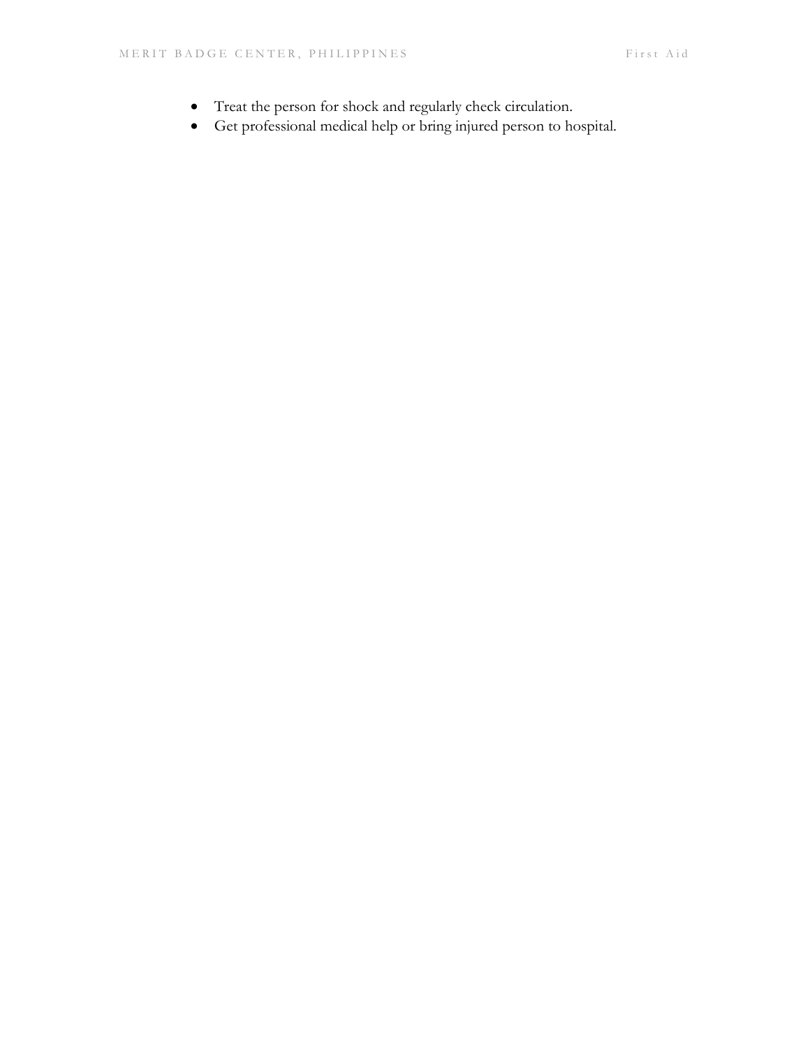- Treat the person for shock and regularly check circulation.
- Get professional medical help or bring injured person to hospital.